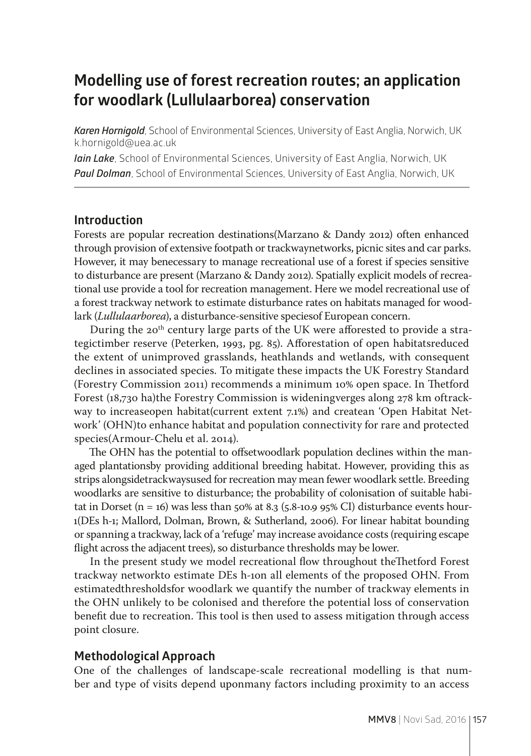# Modelling use of forest recreation routes; an application for woodlark (Lullulaarborea) conservation

***Karen Hornigold***, School of Environmental Sciences, University of East Anglia, Norwich, UK
k.hornigold@uea.ac.uk

***Iain Lake***, School of Environmental Sciences, University of East Anglia, Norwich, UK

***Paul Dolman***, School of Environmental Sciences, University of East Anglia, Norwich, UK

## Introduction

Forests are popular recreation destinations(Marzano & Dandy 2012) often enhanced through provision of extensive footpath or trackwaynetworks, picnic sites and car parks. However, it may benecessary to manage recreational use of a forest if species sensitive to disturbance are present (Marzano & Dandy 2012). Spatially explicit models of recreational use provide a tool for recreation management. Here we model recreational use of a forest trackway network to estimate disturbance rates on habitats managed for woodlark (*Lullulaarborea*), a disturbance-sensitive speciesof European concern.

During the 20[th] century large parts of the UK were afforested to provide a strategictimber reserve (Peterken, 1993, pg. 85). Afforestation of open habitatsreduced the extent of unimproved grasslands, heathlands and wetlands, with consequent declines in associated species. To mitigate these impacts the UK Forestry Standard (Forestry Commission 2011) recommends a minimum 10% open space. In Thetford Forest (18,730 ha)the Forestry Commission is wideningverges along 278 km oftrackway to increaseopen habitat(current extent 7.1%) and createan 'Open Habitat Network' (OHN)to enhance habitat and population connectivity for rare and protected species(Armour-Chelu et al. 2014).

The OHN has the potential to offsetwoodlark population declines within the managed plantationsby providing additional breeding habitat. However, providing this as strips alongsidetrackwaysused for recreation may mean fewer woodlark settle. Breeding woodlarks are sensitive to disturbance; the probability of colonisation of suitable habitat in Dorset (n = 16) was less than 50% at 8.3 (5.8-10.9 95% CI) disturbance events hour-1(DEs h-1; Mallord, Dolman, Brown, & Sutherland, 2006). For linear habitat bounding or spanning a trackway, lack of a 'refuge' may increase avoidance costs (requiring escape flight across the adjacent trees), so disturbance thresholds may be lower.

In the present study we model recreational flow throughout theThetford Forest trackway networkto estimate DEs h-1on all elements of the proposed OHN. From estimatedthresholdsfor woodlark we quantify the number of trackway elements in the OHN unlikely to be colonised and therefore the potential loss of conservation benefit due to recreation. This tool is then used to assess mitigation through access point closure.

## Methodological Approach

One of the challenges of landscape-scale recreational modelling is that number and type of visits depend uponmany factors including proximity to an access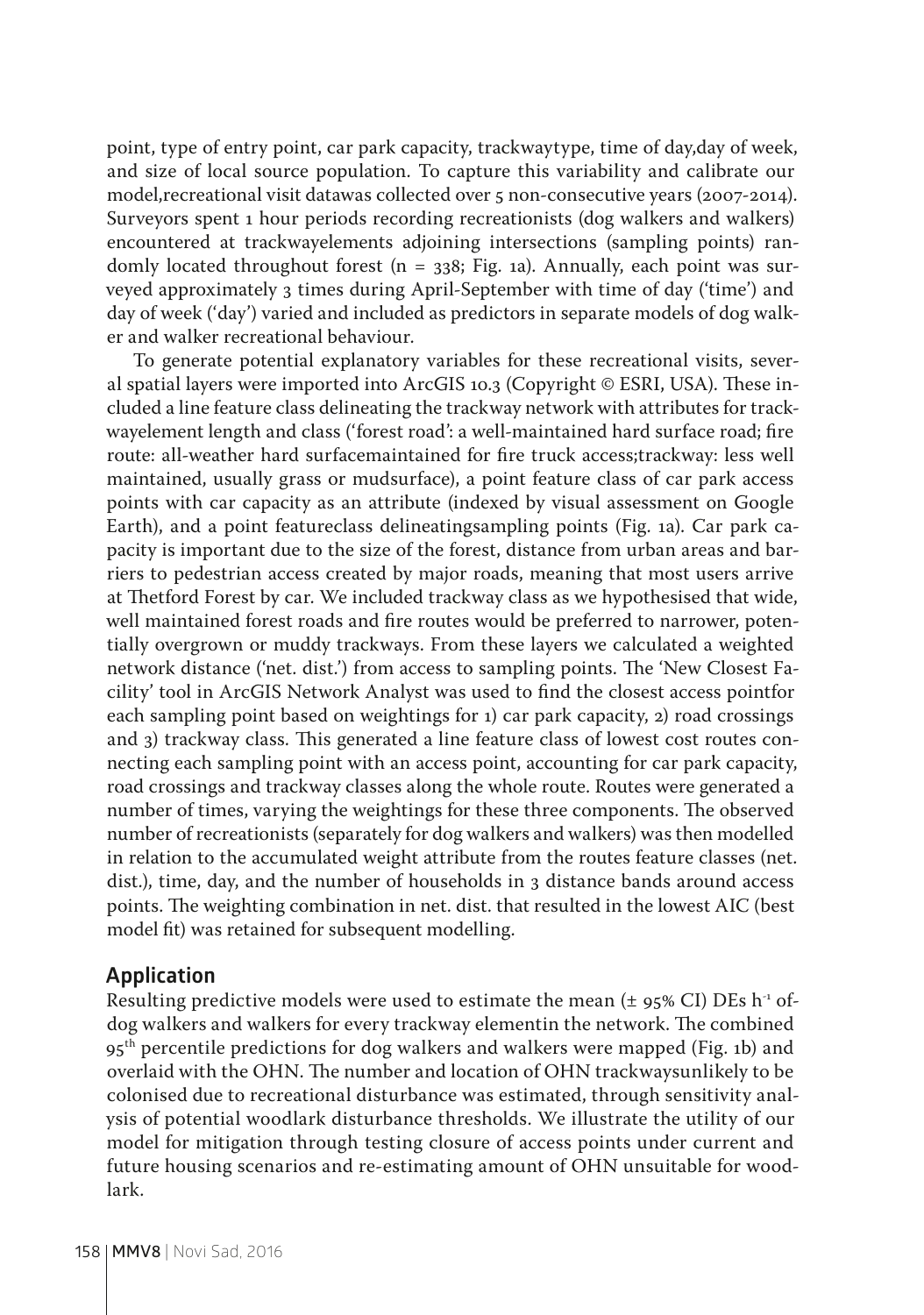point, type of entry point, car park capacity, trackwaytype, time of day,day of week, and size of local source population. To capture this variability and calibrate our model,recreational visit datawas collected over 5 non-consecutive years (2007-2014). Surveyors spent 1 hour periods recording recreationists (dog walkers and walkers) encountered at trackwayelements adjoining intersections (sampling points) randomly located throughout forest (n = 338; Fig. 1a). Annually, each point was surveyed approximately 3 times during April-September with time of day ('time') and day of week ('day') varied and included as predictors in separate models of dog walker and walker recreational behaviour.

To generate potential explanatory variables for these recreational visits, several spatial layers were imported into ArcGIS 10.3 (Copyright © ESRI, USA). These included a line feature class delineating the trackway network with attributes for trackwayelement length and class ('forest road': a well-maintained hard surface road; fire route: all-weather hard surfacemaintained for fire truck access;trackway: less well maintained, usually grass or mudsurface), a point feature class of car park access points with car capacity as an attribute (indexed by visual assessment on Google Earth), and a point featureclass delineatingsampling points (Fig. 1a). Car park capacity is important due to the size of the forest, distance from urban areas and barriers to pedestrian access created by major roads, meaning that most users arrive at Thetford Forest by car. We included trackway class as we hypothesised that wide, well maintained forest roads and fire routes would be preferred to narrower, potentially overgrown or muddy trackways. From these layers we calculated a weighted network distance ('net. dist.') from access to sampling points. The 'New Closest Facility' tool in ArcGIS Network Analyst was used to find the closest access pointfor each sampling point based on weightings for 1) car park capacity, 2) road crossings and 3) trackway class. This generated a line feature class of lowest cost routes connecting each sampling point with an access point, accounting for car park capacity, road crossings and trackway classes along the whole route. Routes were generated a number of times, varying the weightings for these three components. The observed number of recreationists (separately for dog walkers and walkers) was then modelled in relation to the accumulated weight attribute from the routes feature classes (net. dist.), time, day, and the number of households in 3 distance bands around access points. The weighting combination in net. dist. that resulted in the lowest AIC (best model fit) was retained for subsequent modelling.

## Application

Resulting predictive models were used to estimate the mean (± 95% CI) DEs $h^{-1}$ ofdog walkers and walkers for every trackway elementin the network. The combined 95th percentile predictions for dog walkers and walkers were mapped (Fig. 1b) and overlaid with the OHN. The number and location of OHN trackwaysunlikely to be colonised due to recreational disturbance was estimated, through sensitivity analysis of potential woodlark disturbance thresholds. We illustrate the utility of our model for mitigation through testing closure of access points under current and future housing scenarios and re-estimating amount of OHN unsuitable for woodlark.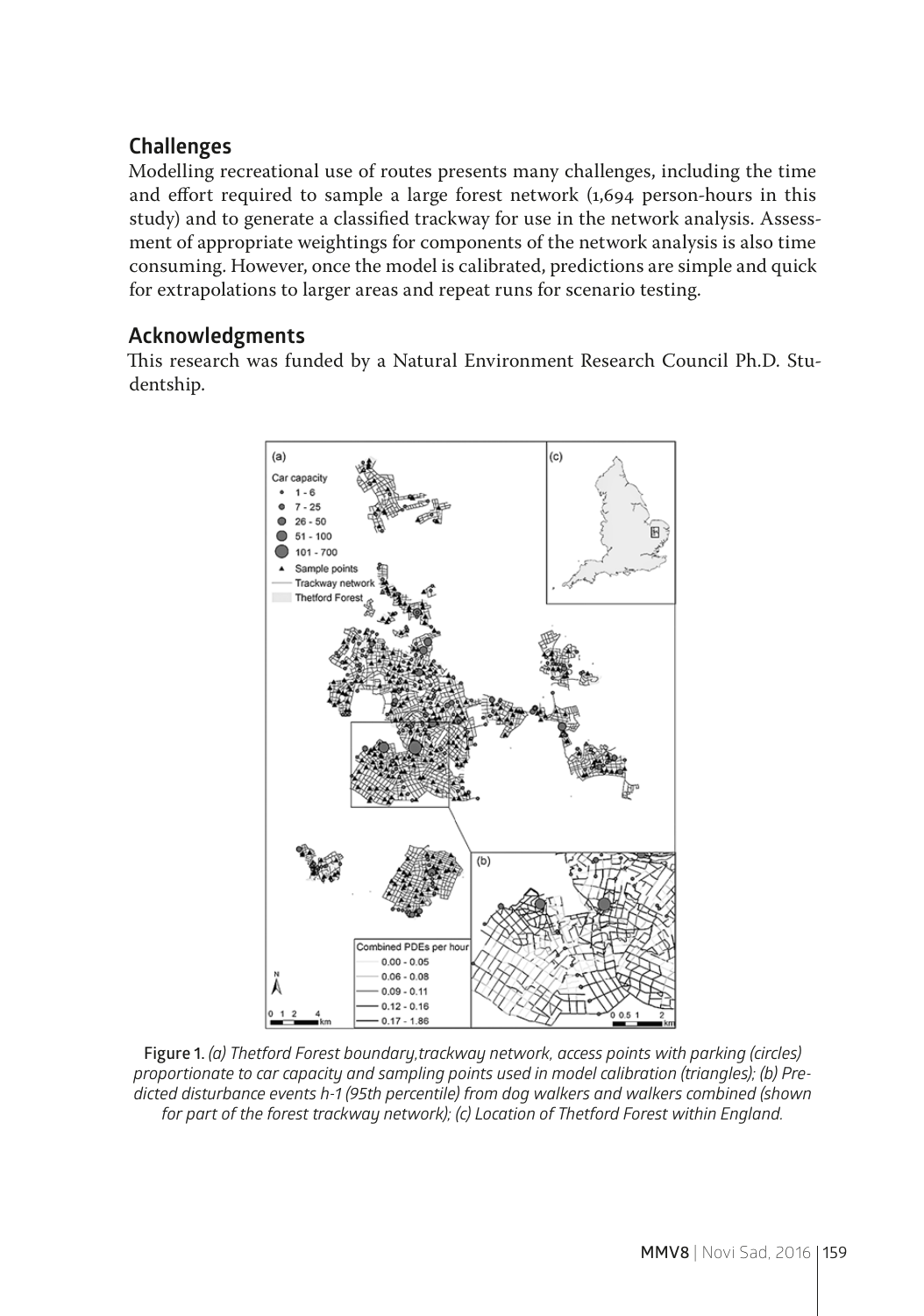## Challenges

Modelling recreational use of routes presents many challenges, including the time and effort required to sample a large forest network (1,694 person-hours in this study) and to generate a classified trackway for use in the network analysis. Assessment of appropriate weightings for components of the network analysis is also time consuming. However, once the model is calibrated, predictions are simple and quick for extrapolations to larger areas and repeat runs for scenario testing.

## Acknowledgments

This research was funded by a Natural Environment Research Council Ph.D. Studentship.

**Figure 1.** *(a) Thetford Forest boundary,trackway network, access points with parking (circles) proportionate to car capacity and sampling points used in model calibration (triangles); (b) Predicted disturbance events h-1 (95th percentile) from dog walkers and walkers combined (shown for part of the forest trackway network); (c) Location of Thetford Forest within England.*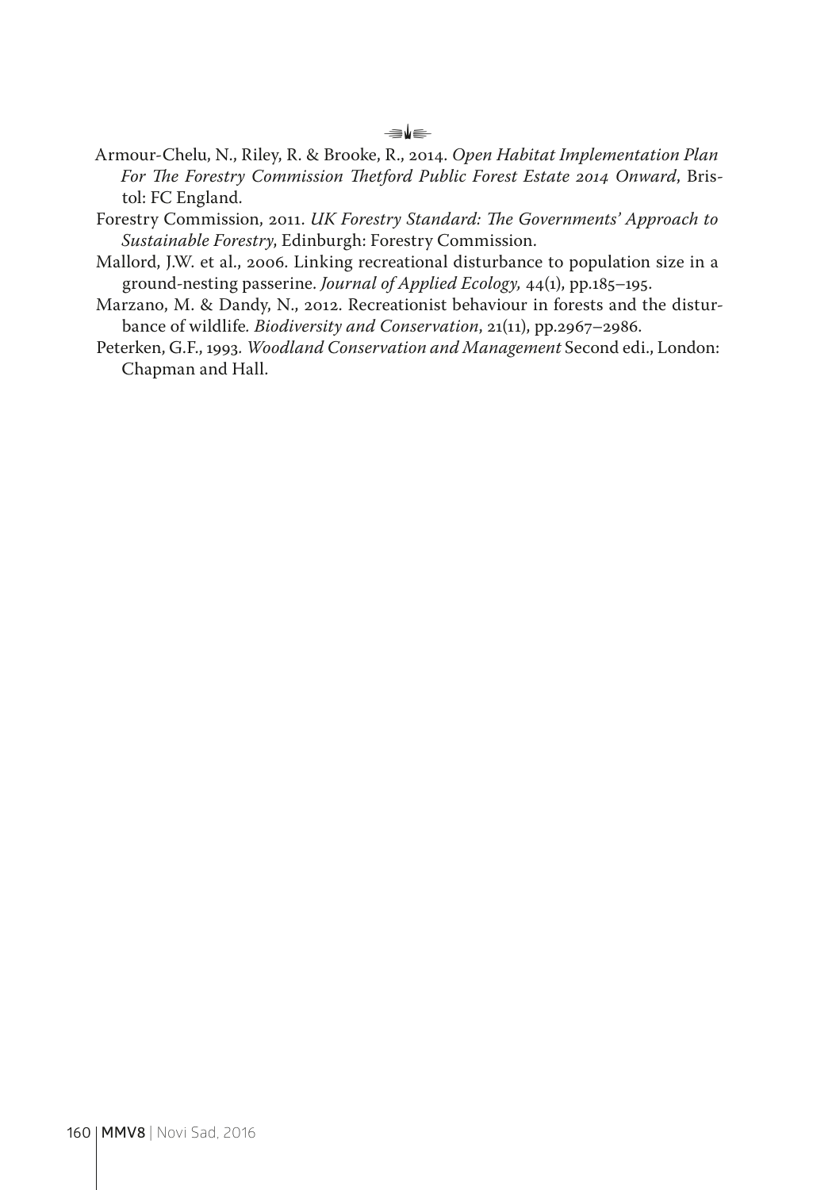Armour-Chelu, N., Riley, R. & Brooke, R., 2014. *Open Habitat Implementation Plan For The Forestry Commission Thetford Public Forest Estate 2014 Onward*, Bristol: FC England.

Forestry Commission, 2011. *UK Forestry Standard: The Governments' Approach to Sustainable Forestry*, Edinburgh: Forestry Commission.

Mallord, J.W. et al., 2006. Linking recreational disturbance to population size in a ground-nesting passerine. *Journal of Applied Ecology,* 44(1), pp.185–195.

Marzano, M. & Dandy, N., 2012. Recreationist behaviour in forests and the disturbance of wildlife*. Biodiversity and Conservation*, 21(11), pp.2967–2986.

Peterken, G.F., 1993. *Woodland Conservation and Management* Second edi., London: Chapman and Hall.